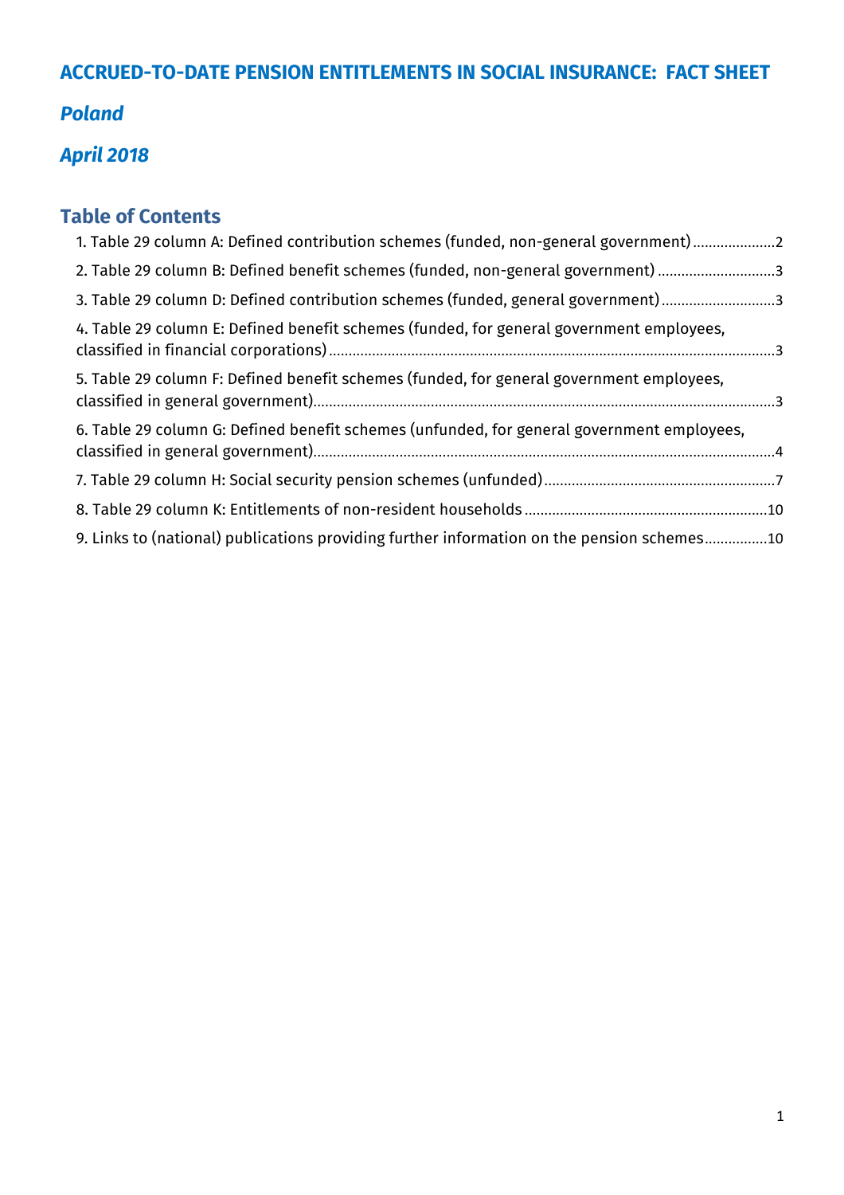# ACCRUED-TO-DATE PENSION ENTITLEMENTS IN SOCIAL INSURANCE: FACT SHEET

## *Poland*

## *April 2018*

## Table of Contents

1. Table 29 column A: Defined contribution schemes (funded, non-general government) ..................... 2
2. Table 29 column B: Defined benefit schemes (funded, non-general government) ..................... 3
3. Table 29 column D: Defined contribution schemes (funded, general government) ..................... 3
4. Table 29 column E: Defined benefit schemes (funded, for general government employees, classified in financial corporations) ..................... 3
5. Table 29 column F: Defined benefit schemes (funded, for general government employees, classified in general government) ..................... 3
6. Table 29 column G: Defined benefit schemes (unfunded, for general government employees, classified in general government) ..................... 4
7. Table 29 column H: Social security pension schemes (unfunded) ..................... 7
8. Table 29 column K: Entitlements of non-resident households ..................... 10
9. Links to (national) publications providing further information on the pension schemes ..................... 10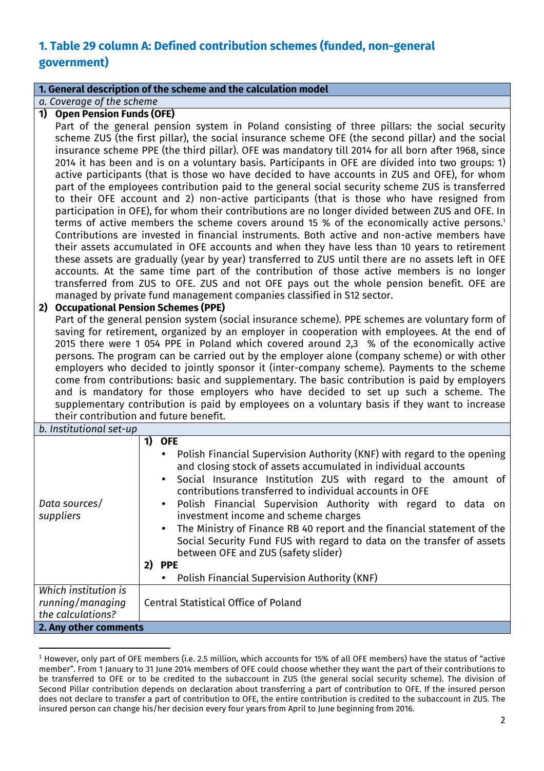## 1. Table 29 column A: Defined contribution schemes (funded, non-general government)

| **1. General description of the scheme and the calculation model** | |
|---|---|
| *a. Coverage of the scheme* | |
| **1) Open Pension Funds (OFE)**<br>Part of the general pension system in Poland consisting of three pillars: the social security scheme ZUS (the first pillar), the social insurance scheme OFE (the second pillar) and the social insurance scheme PPE (the third pillar). OFE was mandatory till 2014 for all born after 1968, since 2014 it has been and is on a voluntary basis. Participants in OFE are divided into two groups: 1) active participants (that is those wo have decided to have accounts in ZUS and OFE), for whom part of the employees contribution paid to the general social security scheme ZUS is transferred to their OFE account and 2) non-active participants (that is those who have resigned from participation in OFE), for whom their contributions are no longer divided between ZUS and OFE. In terms of active members the scheme covers around 15 % of the economically active persons.[1] Contributions are invested in financial instruments. Both active and non-active members have their assets accumulated in OFE accounts and when they have less than 10 years to retirement these assets are gradually (year by year) transferred to ZUS until there are no assets left in OFE accounts. At the same time part of the contribution of those active members is no longer transferred from ZUS to OFE. ZUS and not OFE pays out the whole pension benefit. OFE are managed by private fund management companies classified in S12 sector.<br>**2) Occupational Pension Schemes (PPE)**<br>Part of the general pension system (social insurance scheme). PPE schemes are voluntary form of saving for retirement, organized by an employer in cooperation with employees. At the end of 2015 there were 1 054 PPE in Poland which covered around 2,3 % of the economically active persons. The program can be carried out by the employer alone (company scheme) or with other employers who decided to jointly sponsor it (inter-company scheme). Payments to the scheme come from contributions: basic and supplementary. The basic contribution is paid by employers and is mandatory for those employers who have decided to set up such a scheme. The supplementary contribution is paid by employees on a voluntary basis if they want to increase their contribution and future benefit. | |
| *b. Institutional set-up* | |
| *Data sources/ suppliers* | **1) OFE**<br>• Polish Financial Supervision Authority (KNF) with regard to the opening and closing stock of assets accumulated in individual accounts<br>• Social Insurance Institution ZUS with regard to the amount of contributions transferred to individual accounts in OFE<br>• Polish Financial Supervision Authority with regard to data on investment income and scheme charges<br>• The Ministry of Finance RB 40 report and the financial statement of the Social Security Fund FUS with regard to data on the transfer of assets between OFE and ZUS (safety slider)<br>**2) PPE**<br>• Polish Financial Supervision Authority (KNF) |
| *Which institution is running/managing the calculations?* | Central Statistical Office of Poland |
| **2. Any other comments** | |

[1] However, only part of OFE members (i.e. 2.5 million, which accounts for 15% of all OFE members) have the status of "active member". From 1 January to 31 June 2014 members of OFE could choose whether they want the part of their contributions to be transferred to OFE or to be credited to the subaccount in ZUS (the general social security scheme). The division of Second Pillar contribution depends on declaration about transferring a part of contribution to OFE. If the insured person does not declare to transfer a part of contribution to OFE, the entire contribution is credited to the subaccount in ZUS. The insured person can change his/her decision every four years from April to June beginning from 2016.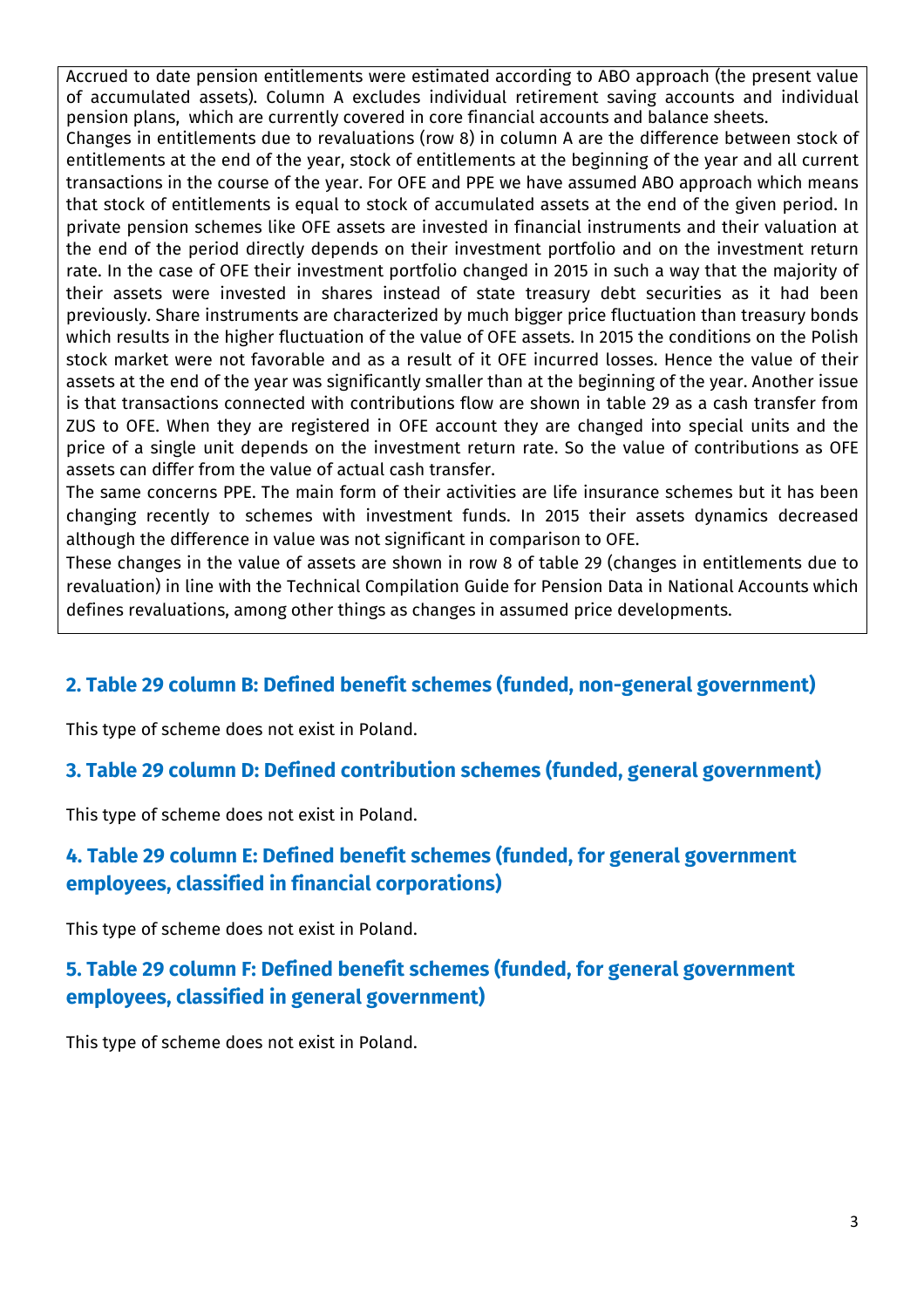Accrued to date pension entitlements were estimated according to ABO approach (the present value of accumulated assets). Column A excludes individual retirement saving accounts and individual pension plans, which are currently covered in core financial accounts and balance sheets.

Changes in entitlements due to revaluations (row 8) in column A are the difference between stock of entitlements at the end of the year, stock of entitlements at the beginning of the year and all current transactions in the course of the year. For OFE and PPE we have assumed ABO approach which means that stock of entitlements is equal to stock of accumulated assets at the end of the given period. In private pension schemes like OFE assets are invested in financial instruments and their valuation at the end of the period directly depends on their investment portfolio and on the investment return rate. In the case of OFE their investment portfolio changed in 2015 in such a way that the majority of their assets were invested in shares instead of state treasury debt securities as it had been previously. Share instruments are characterized by much bigger price fluctuation than treasury bonds which results in the higher fluctuation of the value of OFE assets. In 2015 the conditions on the Polish stock market were not favorable and as a result of it OFE incurred losses. Hence the value of their assets at the end of the year was significantly smaller than at the beginning of the year. Another issue is that transactions connected with contributions flow are shown in table 29 as a cash transfer from ZUS to OFE. When they are registered in OFE account they are changed into special units and the price of a single unit depends on the investment return rate. So the value of contributions as OFE assets can differ from the value of actual cash transfer.

The same concerns PPE. The main form of their activities are life insurance schemes but it has been changing recently to schemes with investment funds. In 2015 their assets dynamics decreased although the difference in value was not significant in comparison to OFE.

These changes in the value of assets are shown in row 8 of table 29 (changes in entitlements due to revaluation) in line with the Technical Compilation Guide for Pension Data in National Accounts which defines revaluations, among other things as changes in assumed price developments.

## 2. Table 29 column B: Defined benefit schemes (funded, non-general government)

This type of scheme does not exist in Poland.

## 3. Table 29 column D: Defined contribution schemes (funded, general government)

This type of scheme does not exist in Poland.

## 4. Table 29 column E: Defined benefit schemes (funded, for general government employees, classified in financial corporations)

This type of scheme does not exist in Poland.

## 5. Table 29 column F: Defined benefit schemes (funded, for general government employees, classified in general government)

This type of scheme does not exist in Poland.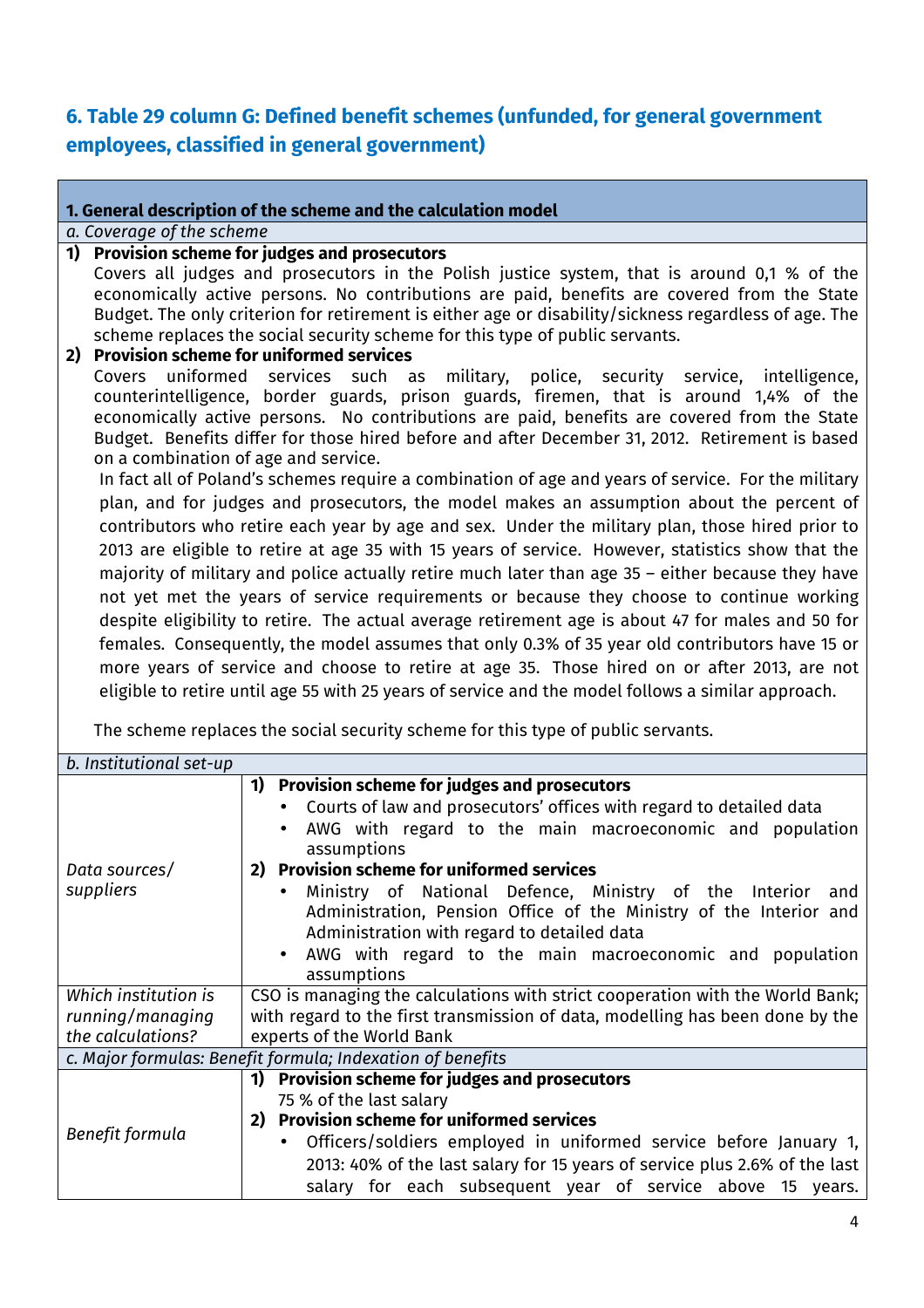## 6. Table 29 column G: Defined benefit schemes (unfunded, for general government employees, classified in general government)

**1. General description of the scheme and the calculation model**

*a. Coverage of the scheme*

1) **Provision scheme for judges and prosecutors**

   Covers all judges and prosecutors in the Polish justice system, that is around 0,1 % of the economically active persons. No contributions are paid, benefits are covered from the State Budget. The only criterion for retirement is either age or disability/sickness regardless of age. The scheme replaces the social security scheme for this type of public servants.

2) **Provision scheme for uniformed services**

   Covers uniformed services such as military, police, security service, intelligence, counterintelligence, border guards, prison guards, firemen, that is around 1,4% of the economically active persons. No contributions are paid, benefits are covered from the State Budget. Benefits differ for those hired before and after December 31, 2012. Retirement is based on a combination of age and service.

   In fact all of Poland's schemes require a combination of age and years of service. For the military plan, and for judges and prosecutors, the model makes an assumption about the percent of contributors who retire each year by age and sex. Under the military plan, those hired prior to 2013 are eligible to retire at age 35 with 15 years of service. However, statistics show that the majority of military and police actually retire much later than age 35 – either because they have not yet met the years of service requirements or because they choose to continue working despite eligibility to retire. The actual average retirement age is about 47 for males and 50 for females. Consequently, the model assumes that only 0.3% of 35 year old contributors have 15 or more years of service and choose to retire at age 35. Those hired on or after 2013, are not eligible to retire until age 55 with 25 years of service and the model follows a similar approach.

   The scheme replaces the social security scheme for this type of public servants.

*b. Institutional set-up*

| | |
|---|---|
| *Data sources/ suppliers* | 1) **Provision scheme for judges and prosecutors**<br>• Courts of law and prosecutors' offices with regard to detailed data<br>• AWG with regard to the main macroeconomic and population assumptions<br>2) **Provision scheme for uniformed services**<br>• Ministry of National Defence, Ministry of the Interior and Administration, Pension Office of the Ministry of the Interior and Administration with regard to detailed data<br>• AWG with regard to the main macroeconomic and population assumptions |
| *Which institution is running/managing the calculations?* | CSO is managing the calculations with strict cooperation with the World Bank; with regard to the first transmission of data, modelling has been done by the experts of the World Bank |

*c. Major formulas: Benefit formula; Indexation of benefits*

| | |
|---|---|
| *Benefit formula* | 1) **Provision scheme for judges and prosecutors**<br>75 % of the last salary<br>2) **Provision scheme for uniformed services**<br>• Officers/soldiers employed in uniformed service before January 1, 2013: 40% of the last salary for 15 years of service plus 2.6% of the last salary for each subsequent year of service above 15 years. |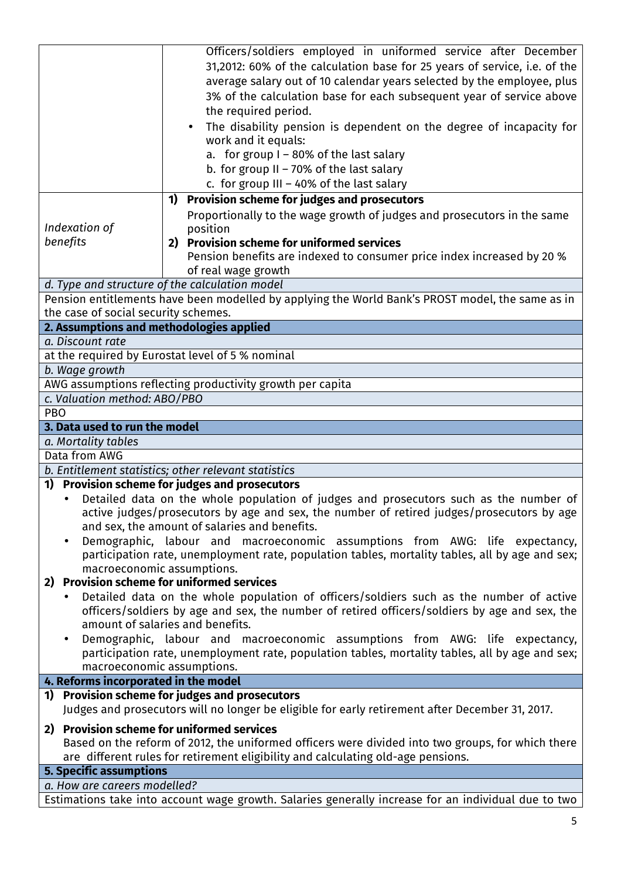| | |
|---|---|
| | Officers/soldiers employed in uniformed service after December 31,2012: 60% of the calculation base for 25 years of service, i.e. of the average salary out of 10 calendar years selected by the employee, plus 3% of the calculation base for each subsequent year of service above the required period.<br>• The disability pension is dependent on the degree of incapacity for work and it equals:<br>a. for group I – 80% of the last salary<br>b. for group II – 70% of the last salary<br>c. for group III – 40% of the last salary |
| *Indexation of benefits* | **1) Provision scheme for judges and prosecutors**<br>Proportionally to the wage growth of judges and prosecutors in the same position<br>**2) Provision scheme for uniformed services**<br>Pension benefits are indexed to consumer price index increased by 20 % of real wage growth |

*d. Type and structure of the calculation model*

Pension entitlements have been modelled by applying the World Bank's PROST model, the same as in the case of social security schemes.

**2. Assumptions and methodologies applied**

*a. Discount rate*

at the required by Eurostat level of 5 % nominal

*b. Wage growth*

AWG assumptions reflecting productivity growth per capita

*c. Valuation method: ABO/PBO*

PBO

**3. Data used to run the model**

*a. Mortality tables*

Data from AWG

*b. Entitlement statistics; other relevant statistics*

**1) Provision scheme for judges and prosecutors**

- Detailed data on the whole population of judges and prosecutors such as the number of active judges/prosecutors by age and sex, the number of retired judges/prosecutors by age and sex, the amount of salaries and benefits.
- Demographic, labour and macroeconomic assumptions from AWG: life expectancy, participation rate, unemployment rate, population tables, mortality tables, all by age and sex; macroeconomic assumptions.

**2) Provision scheme for uniformed services**

- Detailed data on the whole population of officers/soldiers such as the number of active officers/soldiers by age and sex, the number of retired officers/soldiers by age and sex, the amount of salaries and benefits.
- Demographic, labour and macroeconomic assumptions from AWG: life expectancy, participation rate, unemployment rate, population tables, mortality tables, all by age and sex; macroeconomic assumptions.

**4. Reforms incorporated in the model**

**1) Provision scheme for judges and prosecutors**

Judges and prosecutors will no longer be eligible for early retirement after December 31, 2017.

**2) Provision scheme for uniformed services**

Based on the reform of 2012, the uniformed officers were divided into two groups, for which there are different rules for retirement eligibility and calculating old-age pensions.

**5. Specific assumptions**

*a. How are careers modelled?*

Estimations take into account wage growth. Salaries generally increase for an individual due to two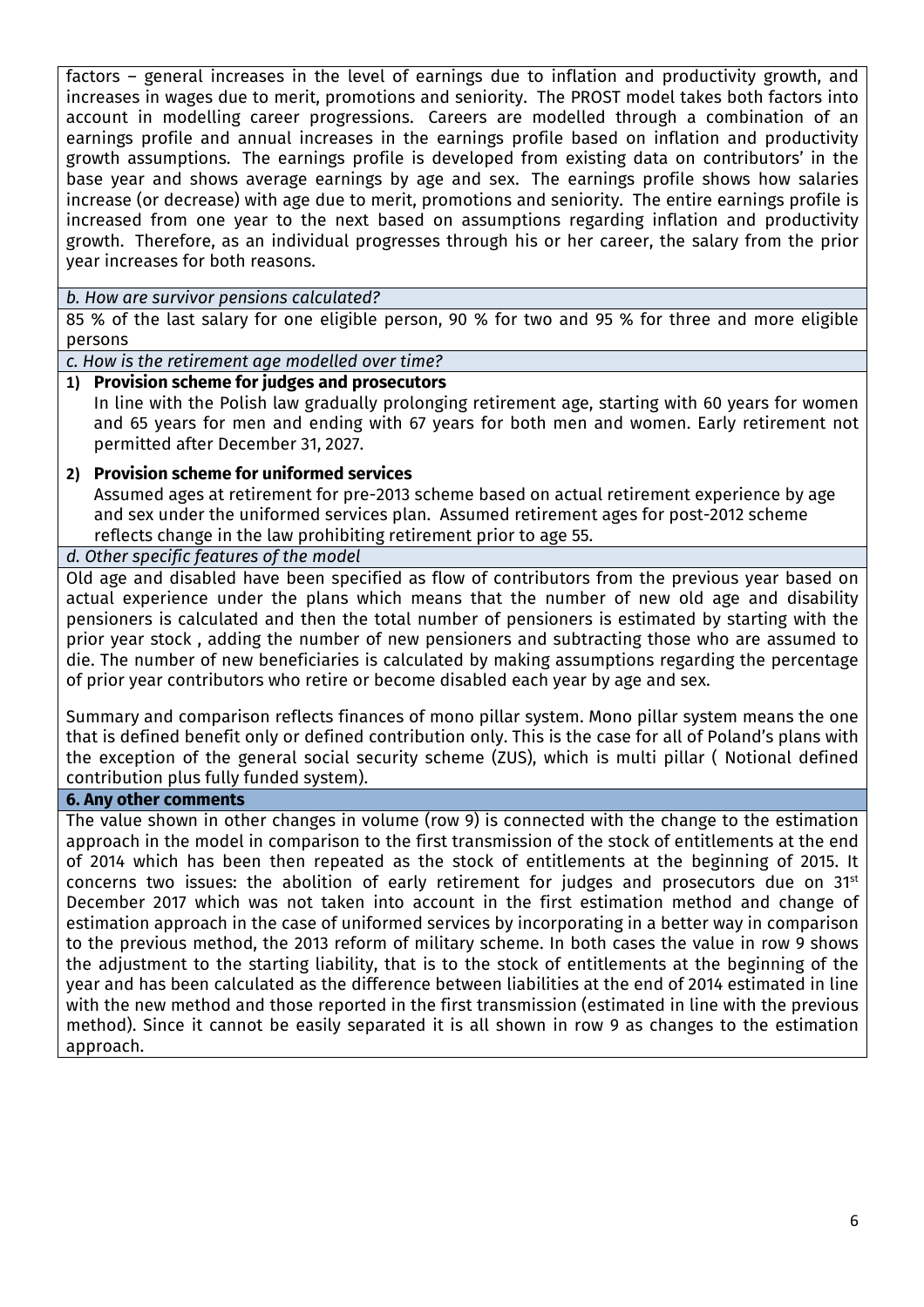factors – general increases in the level of earnings due to inflation and productivity growth, and increases in wages due to merit, promotions and seniority. The PROST model takes both factors into account in modelling career progressions. Careers are modelled through a combination of an earnings profile and annual increases in the earnings profile based on inflation and productivity growth assumptions. The earnings profile is developed from existing data on contributors' in the base year and shows average earnings by age and sex. The earnings profile shows how salaries increase (or decrease) with age due to merit, promotions and seniority. The entire earnings profile is increased from one year to the next based on assumptions regarding inflation and productivity growth. Therefore, as an individual progresses through his or her career, the salary from the prior year increases for both reasons.

*b. How are survivor pensions calculated?*

85 % of the last salary for one eligible person, 90 % for two and 95 % for three and more eligible persons

*c. How is the retirement age modelled over time?*

1) **Provision scheme for judges and prosecutors**
   In line with the Polish law gradually prolonging retirement age, starting with 60 years for women and 65 years for men and ending with 67 years for both men and women. Early retirement not permitted after December 31, 2027.

2) **Provision scheme for uniformed services**
   Assumed ages at retirement for pre-2013 scheme based on actual retirement experience by age and sex under the uniformed services plan. Assumed retirement ages for post-2012 scheme reflects change in the law prohibiting retirement prior to age 55.

*d. Other specific features of the model*

Old age and disabled have been specified as flow of contributors from the previous year based on actual experience under the plans which means that the number of new old age and disability pensioners is calculated and then the total number of pensioners is estimated by starting with the prior year stock , adding the number of new pensioners and subtracting those who are assumed to die. The number of new beneficiaries is calculated by making assumptions regarding the percentage of prior year contributors who retire or become disabled each year by age and sex.

Summary and comparison reflects finances of mono pillar system. Mono pillar system means the one that is defined benefit only or defined contribution only. This is the case for all of Poland's plans with the exception of the general social security scheme (ZUS), which is multi pillar ( Notional defined contribution plus fully funded system).

**6. Any other comments**

The value shown in other changes in volume (row 9) is connected with the change to the estimation approach in the model in comparison to the first transmission of the stock of entitlements at the end of 2014 which has been then repeated as the stock of entitlements at the beginning of 2015. It concerns two issues: the abolition of early retirement for judges and prosecutors due on 31st December 2017 which was not taken into account in the first estimation method and change of estimation approach in the case of uniformed services by incorporating in a better way in comparison to the previous method, the 2013 reform of military scheme. In both cases the value in row 9 shows the adjustment to the starting liability, that is to the stock of entitlements at the beginning of the year and has been calculated as the difference between liabilities at the end of 2014 estimated in line with the new method and those reported in the first transmission (estimated in line with the previous method). Since it cannot be easily separated it is all shown in row 9 as changes to the estimation approach.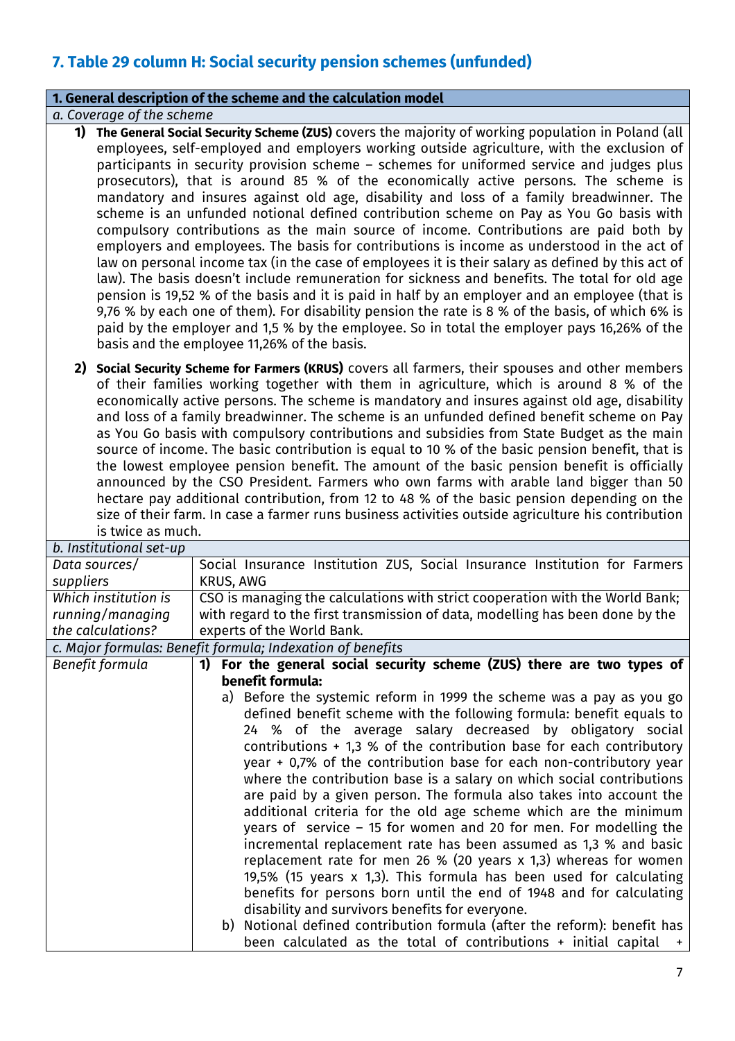## 7. Table 29 column H: Social security pension schemes (unfunded)

| **1. General description of the scheme and the calculation model** | |
|---|---|
| *a. Coverage of the scheme* | |
| **1) The General Social Security Scheme (ZUS)** covers the majority of working population in Poland (all employees, self-employed and employers working outside agriculture, with the exclusion of participants in security provision scheme – schemes for uniformed service and judges plus prosecutors), that is around 85 % of the economically active persons. The scheme is mandatory and insures against old age, disability and loss of a family breadwinner. The scheme is an unfunded notional defined contribution scheme on Pay as You Go basis with compulsory contributions as the main source of income. Contributions are paid both by employers and employees. The basis for contributions is income as understood in the act of law on personal income tax (in the case of employees it is their salary as defined by this act of law). The basis doesn't include remuneration for sickness and benefits. The total for old age pension is 19,52 % of the basis and it is paid in half by an employer and an employee (that is 9,76 % by each one of them). For disability pension the rate is 8 % of the basis, of which 6% is paid by the employer and 1,5 % by the employee. So in total the employer pays 16,26% of the basis and the employee 11,26% of the basis.<br><br>**2) Social Security Scheme for Farmers (KRUS)** covers all farmers, their spouses and other members of their families working together with them in agriculture, which is around 8 % of the economically active persons. The scheme is mandatory and insures against old age, disability and loss of a family breadwinner. The scheme is an unfunded defined benefit scheme on Pay as You Go basis with compulsory contributions and subsidies from State Budget as the main source of income. The basic contribution is equal to 10 % of the basic pension benefit, that is the lowest employee pension benefit. The amount of the basic pension benefit is officially announced by the CSO President. Farmers who own farms with arable land bigger than 50 hectare pay additional contribution, from 12 to 48 % of the basic pension depending on the size of their farm. In case a farmer runs business activities outside agriculture his contribution is twice as much. | |
| *b. Institutional set-up* | |
| *Data sources/ suppliers* | Social Insurance Institution ZUS, Social Insurance Institution for Farmers KRUS, AWG |
| *Which institution is running/managing the calculations?* | CSO is managing the calculations with strict cooperation with the World Bank; with regard to the first transmission of data, modelling has been done by the experts of the World Bank. |
| *c. Major formulas: Benefit formula; Indexation of benefits* | |
| *Benefit formula* | **1) For the general social security scheme (ZUS) there are two types of benefit formula:**<br>a) Before the systemic reform in 1999 the scheme was a pay as you go defined benefit scheme with the following formula: benefit equals to 24 % of the average salary decreased by obligatory social contributions + 1,3 % of the contribution base for each contributory year + 0,7% of the contribution base for each non-contributory year where the contribution base is a salary on which social contributions are paid by a given person. The formula also takes into account the additional criteria for the old age scheme which are the minimum years of service – 15 for women and 20 for men. For modelling the incremental replacement rate has been assumed as 1,3 % and basic replacement rate for men 26 % (20 years x 1,3) whereas for women 19,5% (15 years x 1,3). This formula has been used for calculating benefits for persons born until the end of 1948 and for calculating disability and survivors benefits for everyone.<br>b) Notional defined contribution formula (after the reform): benefit has been calculated as the total of contributions + initial capital + |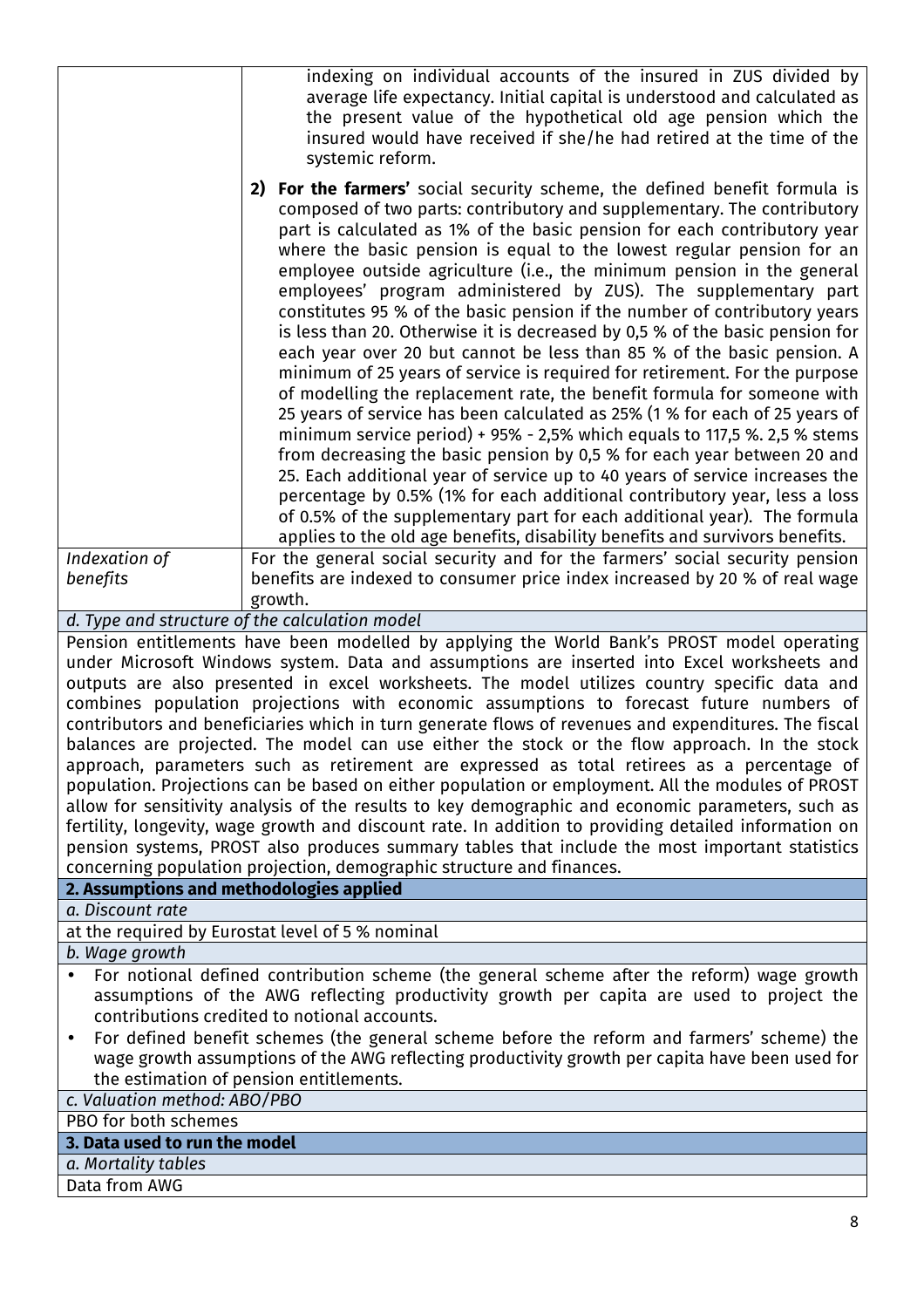| | |
|---|---|
| | indexing on individual accounts of the insured in ZUS divided by average life expectancy. Initial capital is understood and calculated as the present value of the hypothetical old age pension which the insured would have received if she/he had retired at the time of the systemic reform.<br><br>**2) For the farmers'** social security scheme, the defined benefit formula is composed of two parts: contributory and supplementary. The contributory part is calculated as 1% of the basic pension for each contributory year where the basic pension is equal to the lowest regular pension for an employee outside agriculture (i.e., the minimum pension in the general employees' program administered by ZUS). The supplementary part constitutes 95 % of the basic pension if the number of contributory years is less than 20. Otherwise it is decreased by 0,5 % of the basic pension for each year over 20 but cannot be less than 85 % of the basic pension. A minimum of 25 years of service is required for retirement. For the purpose of modelling the replacement rate, the benefit formula for someone with 25 years of service has been calculated as 25% (1 % for each of 25 years of minimum service period) + 95% - 2,5% which equals to 117,5 %. 2,5 % stems from decreasing the basic pension by 0,5 % for each year between 20 and 25. Each additional year of service up to 40 years of service increases the percentage by 0.5% (1% for each additional contributory year, less a loss of 0.5% of the supplementary part for each additional year). The formula applies to the old age benefits, disability benefits and survivors benefits. |
| *Indexation of benefits* | For the general social security and for the farmers' social security pension benefits are indexed to consumer price index increased by 20 % of real wage growth. |

*d. Type and structure of the calculation model*

Pension entitlements have been modelled by applying the World Bank's PROST model operating under Microsoft Windows system. Data and assumptions are inserted into Excel worksheets and outputs are also presented in excel worksheets. The model utilizes country specific data and combines population projections with economic assumptions to forecast future numbers of contributors and beneficiaries which in turn generate flows of revenues and expenditures. The fiscal balances are projected. The model can use either the stock or the flow approach. In the stock approach, parameters such as retirement are expressed as total retirees as a percentage of population. Projections can be based on either population or employment. All the modules of PROST allow for sensitivity analysis of the results to key demographic and economic parameters, such as fertility, longevity, wage growth and discount rate. In addition to providing detailed information on pension systems, PROST also produces summary tables that include the most important statistics concerning population projection, demographic structure and finances.

**2. Assumptions and methodologies applied**

*a. Discount rate*

at the required by Eurostat level of 5 % nominal

*b. Wage growth*

- For notional defined contribution scheme (the general scheme after the reform) wage growth assumptions of the AWG reflecting productivity growth per capita are used to project the contributions credited to notional accounts.
- For defined benefit schemes (the general scheme before the reform and farmers' scheme) the wage growth assumptions of the AWG reflecting productivity growth per capita have been used for the estimation of pension entitlements.

*c. Valuation method: ABO/PBO*

PBO for both schemes

**3. Data used to run the model**

*a. Mortality tables*

Data from AWG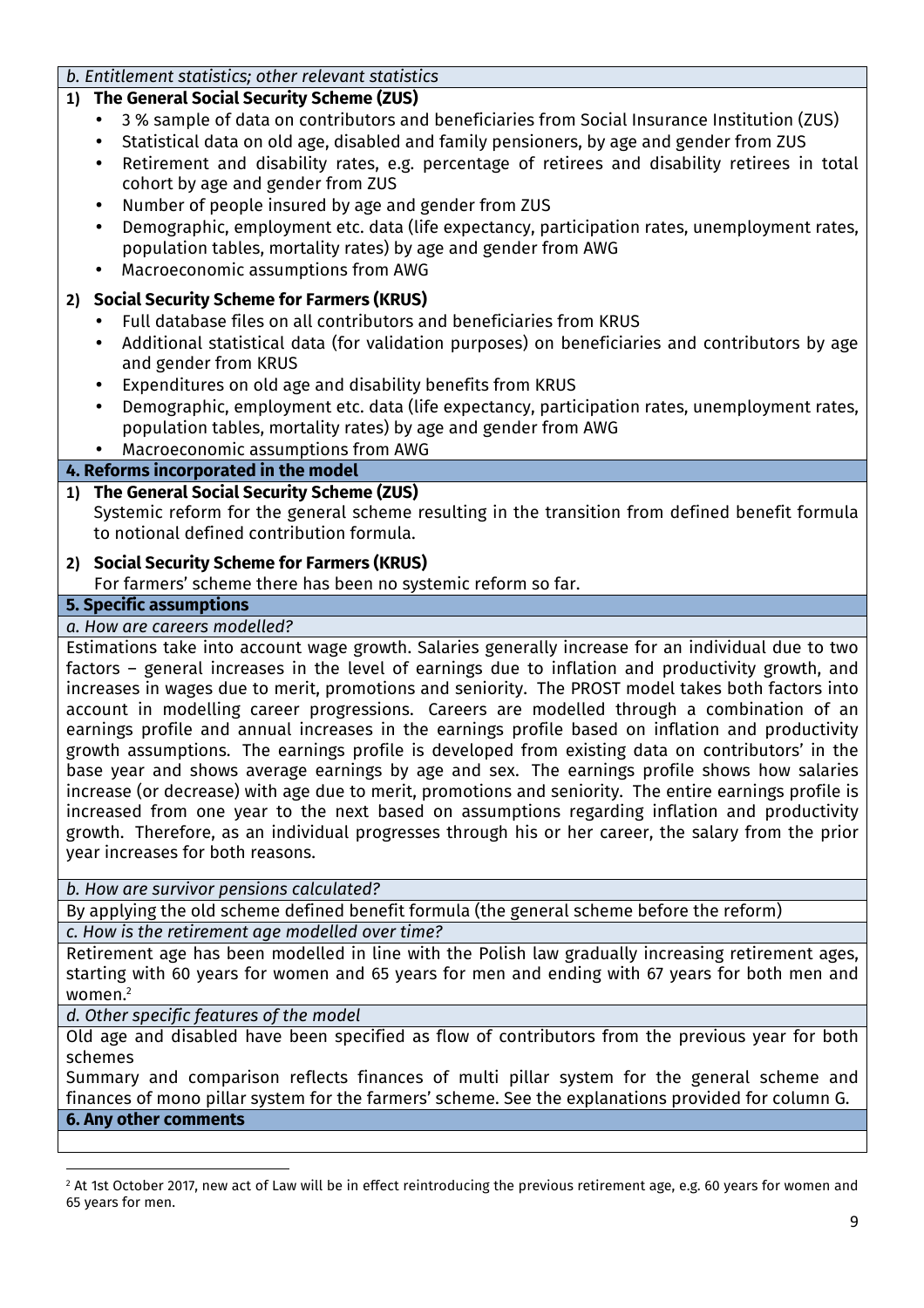*b. Entitlement statistics; other relevant statistics*

**1) The General Social Security Scheme (ZUS)**

- 3 % sample of data on contributors and beneficiaries from Social Insurance Institution (ZUS)
- Statistical data on old age, disabled and family pensioners, by age and gender from ZUS
- Retirement and disability rates, e.g. percentage of retirees and disability retirees in total cohort by age and gender from ZUS
- Number of people insured by age and gender from ZUS
- Demographic, employment etc. data (life expectancy, participation rates, unemployment rates, population tables, mortality rates) by age and gender from AWG
- Macroeconomic assumptions from AWG

**2) Social Security Scheme for Farmers (KRUS)**

- Full database files on all contributors and beneficiaries from KRUS
- Additional statistical data (for validation purposes) on beneficiaries and contributors by age and gender from KRUS
- Expenditures on old age and disability benefits from KRUS
- Demographic, employment etc. data (life expectancy, participation rates, unemployment rates, population tables, mortality rates) by age and gender from AWG
- Macroeconomic assumptions from AWG

**4. Reforms incorporated in the model**

**1) The General Social Security Scheme (ZUS)**

Systemic reform for the general scheme resulting in the transition from defined benefit formula to notional defined contribution formula.

**2) Social Security Scheme for Farmers (KRUS)**

For farmers' scheme there has been no systemic reform so far.

**5. Specific assumptions**

*a. How are careers modelled?*

Estimations take into account wage growth. Salaries generally increase for an individual due to two factors – general increases in the level of earnings due to inflation and productivity growth, and increases in wages due to merit, promotions and seniority. The PROST model takes both factors into account in modelling career progressions. Careers are modelled through a combination of an earnings profile and annual increases in the earnings profile based on inflation and productivity growth assumptions. The earnings profile is developed from existing data on contributors' in the base year and shows average earnings by age and sex. The earnings profile shows how salaries increase (or decrease) with age due to merit, promotions and seniority. The entire earnings profile is increased from one year to the next based on assumptions regarding inflation and productivity growth. Therefore, as an individual progresses through his or her career, the salary from the prior year increases for both reasons.

*b. How are survivor pensions calculated?*

By applying the old scheme defined benefit formula (the general scheme before the reform)

*c. How is the retirement age modelled over time?*

Retirement age has been modelled in line with the Polish law gradually increasing retirement ages, starting with 60 years for women and 65 years for men and ending with 67 years for both men and women.[2]

*d. Other specific features of the model*

Old age and disabled have been specified as flow of contributors from the previous year for both schemes

Summary and comparison reflects finances of multi pillar system for the general scheme and finances of mono pillar system for the farmers' scheme. See the explanations provided for column G.

**6. Any other comments**

---

[2] At 1st October 2017, new act of Law will be in effect reintroducing the previous retirement age, e.g. 60 years for women and 65 years for men.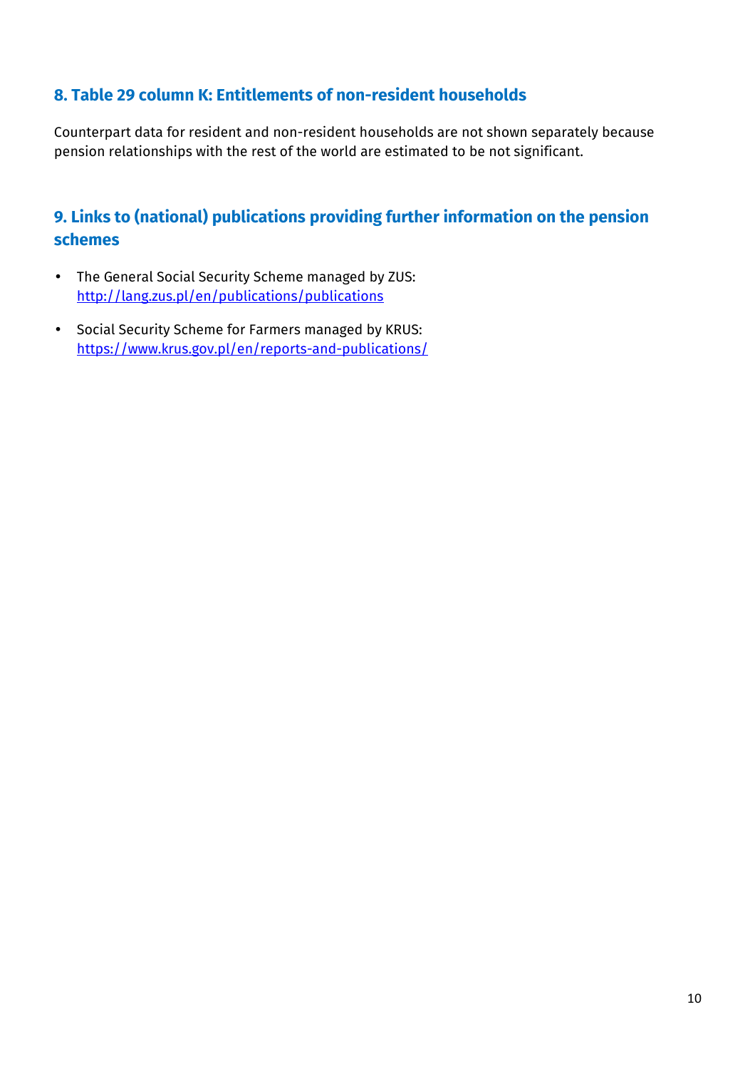## 8. Table 29 column K: Entitlements of non-resident households

Counterpart data for resident and non-resident households are not shown separately because pension relationships with the rest of the world are estimated to be not significant.

## 9. Links to (national) publications providing further information on the pension schemes

- The General Social Security Scheme managed by ZUS: http://lang.zus.pl/en/publications/publications
- Social Security Scheme for Farmers managed by KRUS: https://www.krus.gov.pl/en/reports-and-publications/